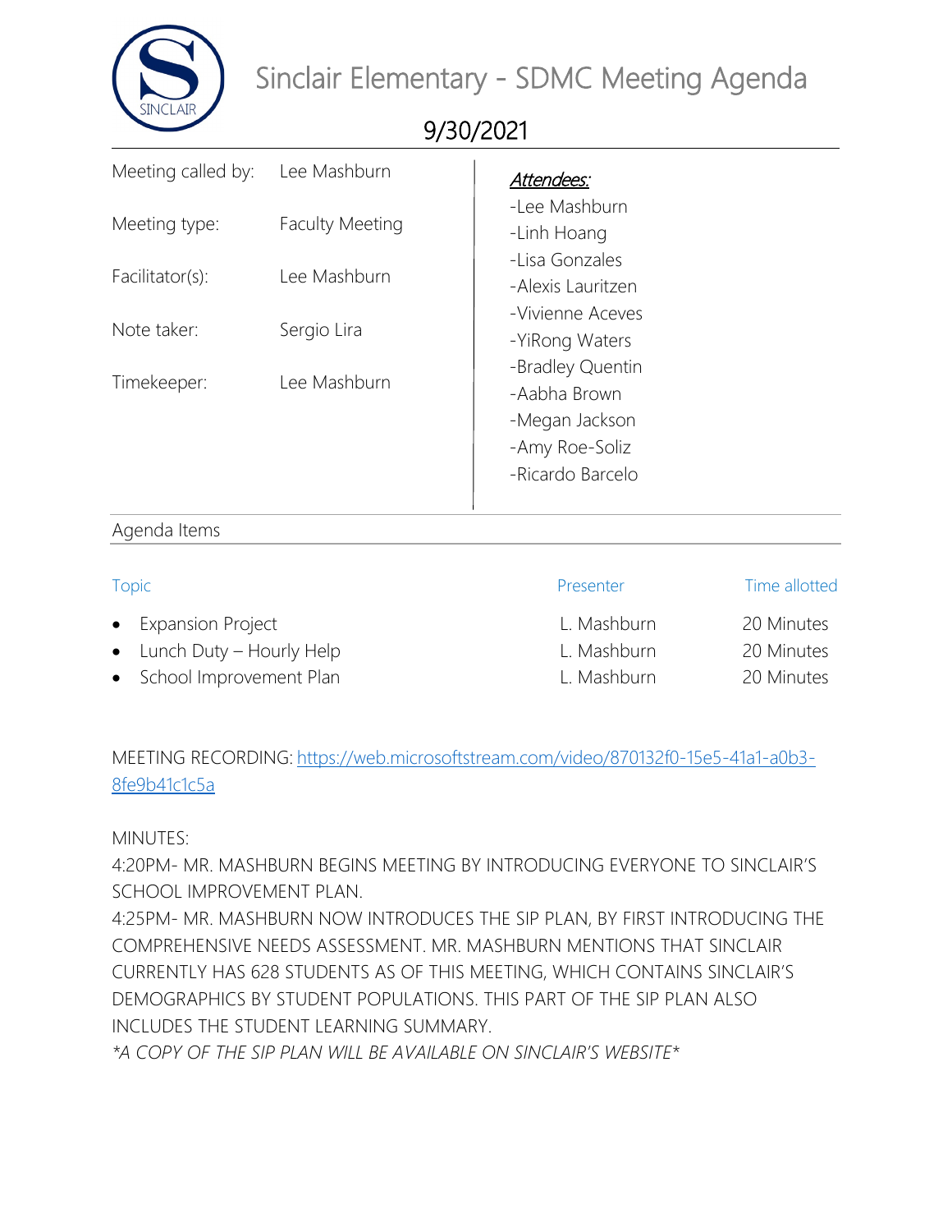# Sinclair Elementary - SDMC Meeting Agenda

## 9/30/2021

| | |
|---|---|
| Meeting called by: | Lee Mashburn |
| Meeting type: | Faculty Meeting |
| Facilitator(s): | Lee Mashburn |
| Note taker: | Sergio Lira |
| Timekeeper: | Lee Mashburn |

***Attendees:***

- -Lee Mashburn
- -Linh Hoang
- -Lisa Gonzales
- -Alexis Lauritzen
- -Vivienne Aceves
- -YiRong Waters
- -Bradley Quentin
- -Aabha Brown
- -Megan Jackson
- -Amy Roe-Soliz
- -Ricardo Barcelo

## Agenda Items

| Topic | Presenter | Time allotted |
|---|---|---|
| • Expansion Project | L. Mashburn | 20 Minutes |
| • Lunch Duty – Hourly Help | L. Mashburn | 20 Minutes |
| • School Improvement Plan | L. Mashburn | 20 Minutes |

MEETING RECORDING: https://web.microsoftstream.com/video/870132f0-15e5-41a1-a0b3-8fe9b41c1c5a

MINUTES:

4:20PM- MR. MASHBURN BEGINS MEETING BY INTRODUCING EVERYONE TO SINCLAIR'S SCHOOL IMPROVEMENT PLAN.

4:25PM- MR. MASHBURN NOW INTRODUCES THE SIP PLAN, BY FIRST INTRODUCING THE COMPREHENSIVE NEEDS ASSESSMENT. MR. MASHBURN MENTIONS THAT SINCLAIR CURRENTLY HAS 628 STUDENTS AS OF THIS MEETING, WHICH CONTAINS SINCLAIR'S DEMOGRAPHICS BY STUDENT POPULATIONS. THIS PART OF THE SIP PLAN ALSO INCLUDES THE STUDENT LEARNING SUMMARY.

*\*A COPY OF THE SIP PLAN WILL BE AVAILABLE ON SINCLAIR'S WEBSITE\**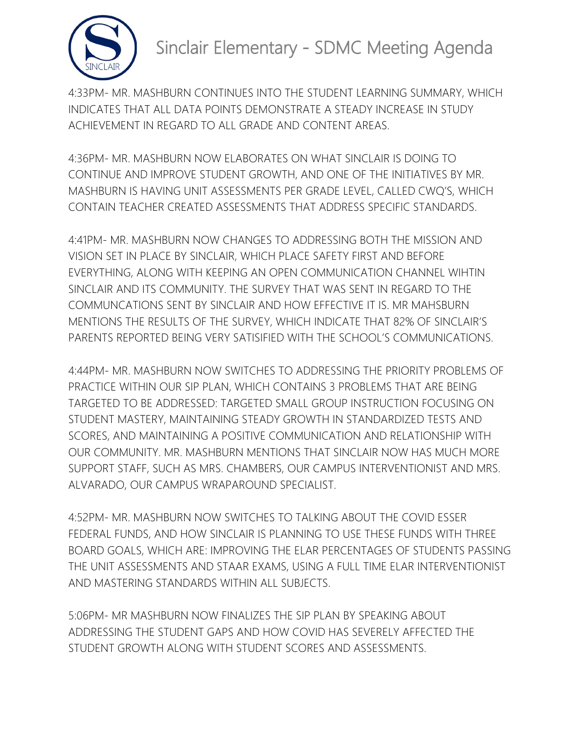4:33PM- MR. MASHBURN CONTINUES INTO THE STUDENT LEARNING SUMMARY, WHICH INDICATES THAT ALL DATA POINTS DEMONSTRATE A STEADY INCREASE IN STUDY ACHIEVEMENT IN REGARD TO ALL GRADE AND CONTENT AREAS.

4:36PM- MR. MASHBURN NOW ELABORATES ON WHAT SINCLAIR IS DOING TO CONTINUE AND IMPROVE STUDENT GROWTH, AND ONE OF THE INITIATIVES BY MR. MASHBURN IS HAVING UNIT ASSESSMENTS PER GRADE LEVEL, CALLED CWQ'S, WHICH CONTAIN TEACHER CREATED ASSESSMENTS THAT ADDRESS SPECIFIC STANDARDS.

4:41PM- MR. MASHBURN NOW CHANGES TO ADDRESSING BOTH THE MISSION AND VISION SET IN PLACE BY SINCLAIR, WHICH PLACE SAFETY FIRST AND BEFORE EVERYTHING, ALONG WITH KEEPING AN OPEN COMMUNICATION CHANNEL WIHTIN SINCLAIR AND ITS COMMUNITY. THE SURVEY THAT WAS SENT IN REGARD TO THE COMMUNCATIONS SENT BY SINCLAIR AND HOW EFFECTIVE IT IS. MR MAHSBURN MENTIONS THE RESULTS OF THE SURVEY, WHICH INDICATE THAT 82% OF SINCLAIR'S PARENTS REPORTED BEING VERY SATISIFIED WITH THE SCHOOL'S COMMUNICATIONS.

4:44PM- MR. MASHBURN NOW SWITCHES TO ADDRESSING THE PRIORITY PROBLEMS OF PRACTICE WITHIN OUR SIP PLAN, WHICH CONTAINS 3 PROBLEMS THAT ARE BEING TARGETED TO BE ADDRESSED: TARGETED SMALL GROUP INSTRUCTION FOCUSING ON STUDENT MASTERY, MAINTAINING STEADY GROWTH IN STANDARDIZED TESTS AND SCORES, AND MAINTAINING A POSITIVE COMMUNICATION AND RELATIONSHIP WITH OUR COMMUNITY. MR. MASHBURN MENTIONS THAT SINCLAIR NOW HAS MUCH MORE SUPPORT STAFF, SUCH AS MRS. CHAMBERS, OUR CAMPUS INTERVENTIONIST AND MRS. ALVARADO, OUR CAMPUS WRAPAROUND SPECIALIST.

4:52PM- MR. MASHBURN NOW SWITCHES TO TALKING ABOUT THE COVID ESSER FEDERAL FUNDS, AND HOW SINCLAIR IS PLANNING TO USE THESE FUNDS WITH THREE BOARD GOALS, WHICH ARE: IMPROVING THE ELAR PERCENTAGES OF STUDENTS PASSING THE UNIT ASSESSMENTS AND STAAR EXAMS, USING A FULL TIME ELAR INTERVENTIONIST AND MASTERING STANDARDS WITHIN ALL SUBJECTS.

5:06PM- MR MASHBURN NOW FINALIZES THE SIP PLAN BY SPEAKING ABOUT ADDRESSING THE STUDENT GAPS AND HOW COVID HAS SEVERELY AFFECTED THE STUDENT GROWTH ALONG WITH STUDENT SCORES AND ASSESSMENTS.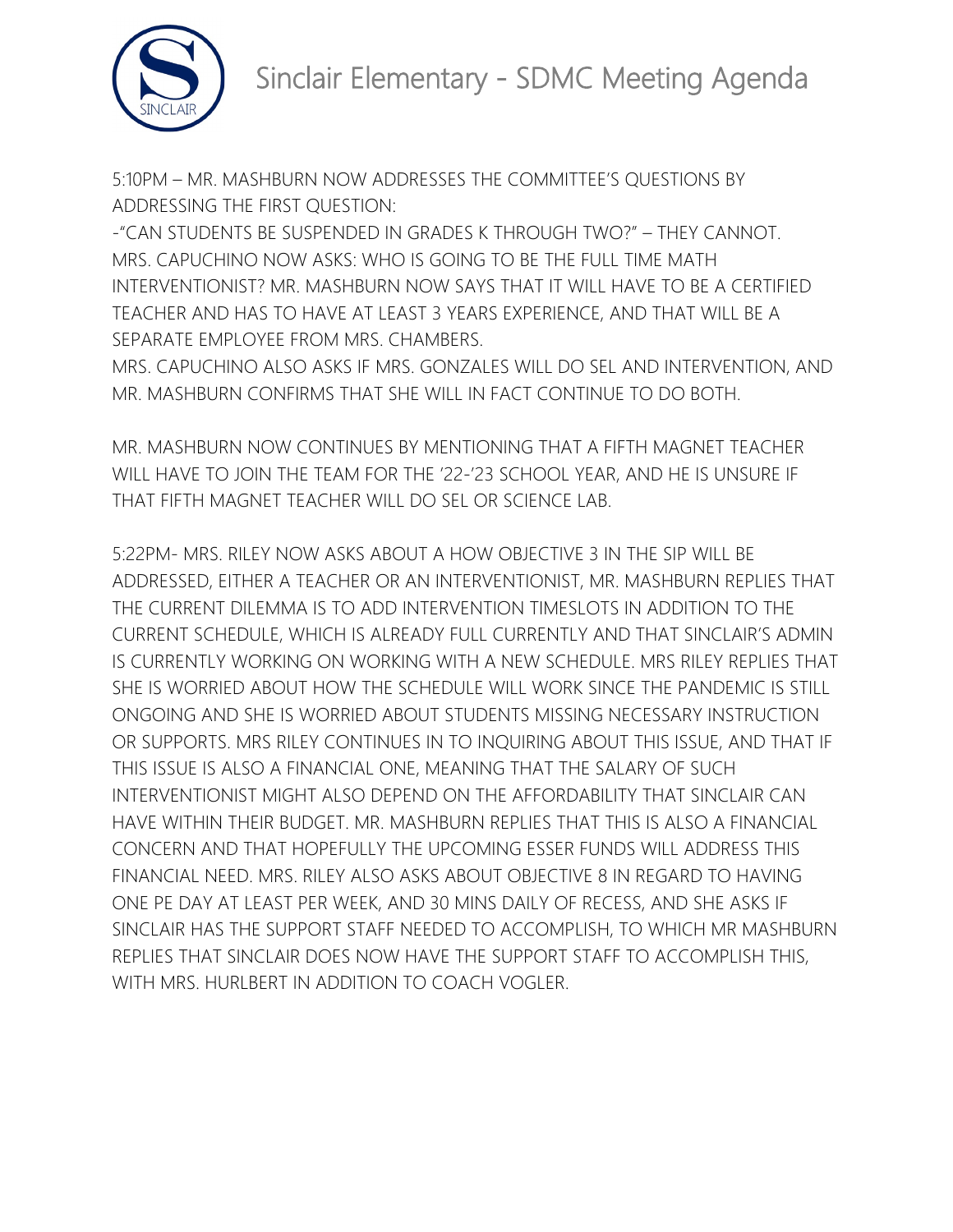5:10PM – MR. MASHBURN NOW ADDRESSES THE COMMITTEE'S QUESTIONS BY ADDRESSING THE FIRST QUESTION:

-"CAN STUDENTS BE SUSPENDED IN GRADES K THROUGH TWO?" – THEY CANNOT.

MRS. CAPUCHINO NOW ASKS: WHO IS GOING TO BE THE FULL TIME MATH INTERVENTIONIST? MR. MASHBURN NOW SAYS THAT IT WILL HAVE TO BE A CERTIFIED TEACHER AND HAS TO HAVE AT LEAST 3 YEARS EXPERIENCE, AND THAT WILL BE A SEPARATE EMPLOYEE FROM MRS. CHAMBERS.

MRS. CAPUCHINO ALSO ASKS IF MRS. GONZALES WILL DO SEL AND INTERVENTION, AND MR. MASHBURN CONFIRMS THAT SHE WILL IN FACT CONTINUE TO DO BOTH.

MR. MASHBURN NOW CONTINUES BY MENTIONING THAT A FIFTH MAGNET TEACHER WILL HAVE TO JOIN THE TEAM FOR THE '22-'23 SCHOOL YEAR, AND HE IS UNSURE IF THAT FIFTH MAGNET TEACHER WILL DO SEL OR SCIENCE LAB.

5:22PM- MRS. RILEY NOW ASKS ABOUT A HOW OBJECTIVE 3 IN THE SIP WILL BE ADDRESSED, EITHER A TEACHER OR AN INTERVENTIONIST, MR. MASHBURN REPLIES THAT THE CURRENT DILEMMA IS TO ADD INTERVENTION TIMESLOTS IN ADDITION TO THE CURRENT SCHEDULE, WHICH IS ALREADY FULL CURRENTLY AND THAT SINCLAIR'S ADMIN IS CURRENTLY WORKING ON WORKING WITH A NEW SCHEDULE. MRS RILEY REPLIES THAT SHE IS WORRIED ABOUT HOW THE SCHEDULE WILL WORK SINCE THE PANDEMIC IS STILL ONGOING AND SHE IS WORRIED ABOUT STUDENTS MISSING NECESSARY INSTRUCTION OR SUPPORTS. MRS RILEY CONTINUES IN TO INQUIRING ABOUT THIS ISSUE, AND THAT IF THIS ISSUE IS ALSO A FINANCIAL ONE, MEANING THAT THE SALARY OF SUCH INTERVENTIONIST MIGHT ALSO DEPEND ON THE AFFORDABILITY THAT SINCLAIR CAN HAVE WITHIN THEIR BUDGET. MR. MASHBURN REPLIES THAT THIS IS ALSO A FINANCIAL CONCERN AND THAT HOPEFULLY THE UPCOMING ESSER FUNDS WILL ADDRESS THIS FINANCIAL NEED. MRS. RILEY ALSO ASKS ABOUT OBJECTIVE 8 IN REGARD TO HAVING ONE PE DAY AT LEAST PER WEEK, AND 30 MINS DAILY OF RECESS, AND SHE ASKS IF SINCLAIR HAS THE SUPPORT STAFF NEEDED TO ACCOMPLISH, TO WHICH MR MASHBURN REPLIES THAT SINCLAIR DOES NOW HAVE THE SUPPORT STAFF TO ACCOMPLISH THIS, WITH MRS. HURLBERT IN ADDITION TO COACH VOGLER.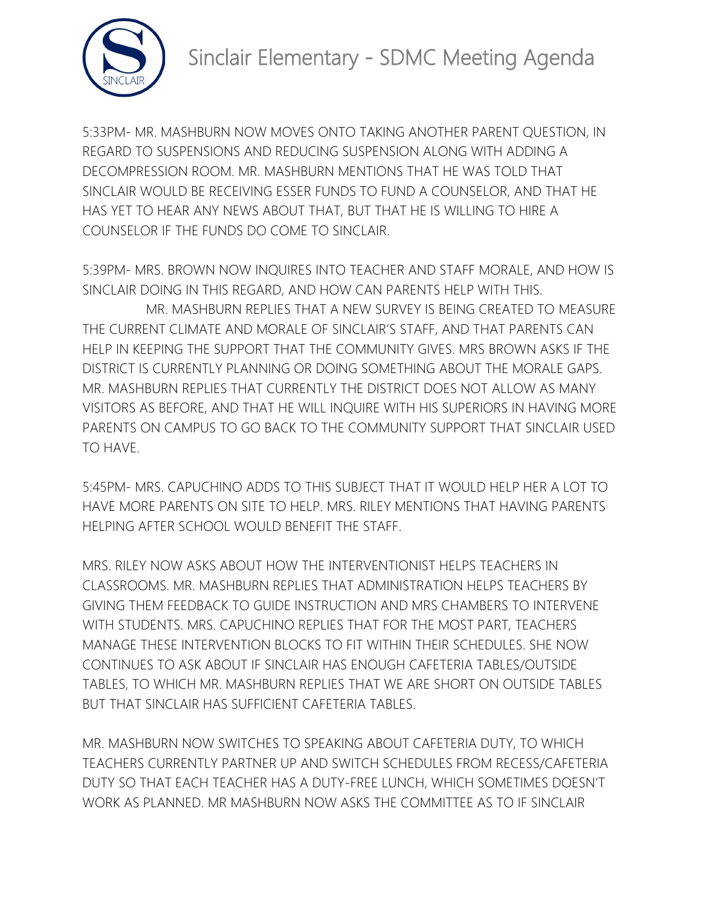5:33PM- MR. MASHBURN NOW MOVES ONTO TAKING ANOTHER PARENT QUESTION, IN REGARD TO SUSPENSIONS AND REDUCING SUSPENSION ALONG WITH ADDING A DECOMPRESSION ROOM. MR. MASHBURN MENTIONS THAT HE WAS TOLD THAT SINCLAIR WOULD BE RECEIVING ESSER FUNDS TO FUND A COUNSELOR, AND THAT HE HAS YET TO HEAR ANY NEWS ABOUT THAT, BUT THAT HE IS WILLING TO HIRE A COUNSELOR IF THE FUNDS DO COME TO SINCLAIR.

5:39PM- MRS. BROWN NOW INQUIRES INTO TEACHER AND STAFF MORALE, AND HOW IS SINCLAIR DOING IN THIS REGARD, AND HOW CAN PARENTS HELP WITH THIS.

MR. MASHBURN REPLIES THAT A NEW SURVEY IS BEING CREATED TO MEASURE THE CURRENT CLIMATE AND MORALE OF SINCLAIR'S STAFF, AND THAT PARENTS CAN HELP IN KEEPING THE SUPPORT THAT THE COMMUNITY GIVES. MRS BROWN ASKS IF THE DISTRICT IS CURRENTLY PLANNING OR DOING SOMETHING ABOUT THE MORALE GAPS. MR. MASHBURN REPLIES THAT CURRENTLY THE DISTRICT DOES NOT ALLOW AS MANY VISITORS AS BEFORE, AND THAT HE WILL INQUIRE WITH HIS SUPERIORS IN HAVING MORE PARENTS ON CAMPUS TO GO BACK TO THE COMMUNITY SUPPORT THAT SINCLAIR USED TO HAVE.

5:45PM- MRS. CAPUCHINO ADDS TO THIS SUBJECT THAT IT WOULD HELP HER A LOT TO HAVE MORE PARENTS ON SITE TO HELP. MRS. RILEY MENTIONS THAT HAVING PARENTS HELPING AFTER SCHOOL WOULD BENEFIT THE STAFF.

MRS. RILEY NOW ASKS ABOUT HOW THE INTERVENTIONIST HELPS TEACHERS IN CLASSROOMS. MR. MASHBURN REPLIES THAT ADMINISTRATION HELPS TEACHERS BY GIVING THEM FEEDBACK TO GUIDE INSTRUCTION AND MRS CHAMBERS TO INTERVENE WITH STUDENTS. MRS. CAPUCHINO REPLIES THAT FOR THE MOST PART, TEACHERS MANAGE THESE INTERVENTION BLOCKS TO FIT WITHIN THEIR SCHEDULES. SHE NOW CONTINUES TO ASK ABOUT IF SINCLAIR HAS ENOUGH CAFETERIA TABLES/OUTSIDE TABLES, TO WHICH MR. MASHBURN REPLIES THAT WE ARE SHORT ON OUTSIDE TABLES BUT THAT SINCLAIR HAS SUFFICIENT CAFETERIA TABLES.

MR. MASHBURN NOW SWITCHES TO SPEAKING ABOUT CAFETERIA DUTY, TO WHICH TEACHERS CURRENTLY PARTNER UP AND SWITCH SCHEDULES FROM RECESS/CAFETERIA DUTY SO THAT EACH TEACHER HAS A DUTY-FREE LUNCH, WHICH SOMETIMES DOESN'T WORK AS PLANNED. MR MASHBURN NOW ASKS THE COMMITTEE AS TO IF SINCLAIR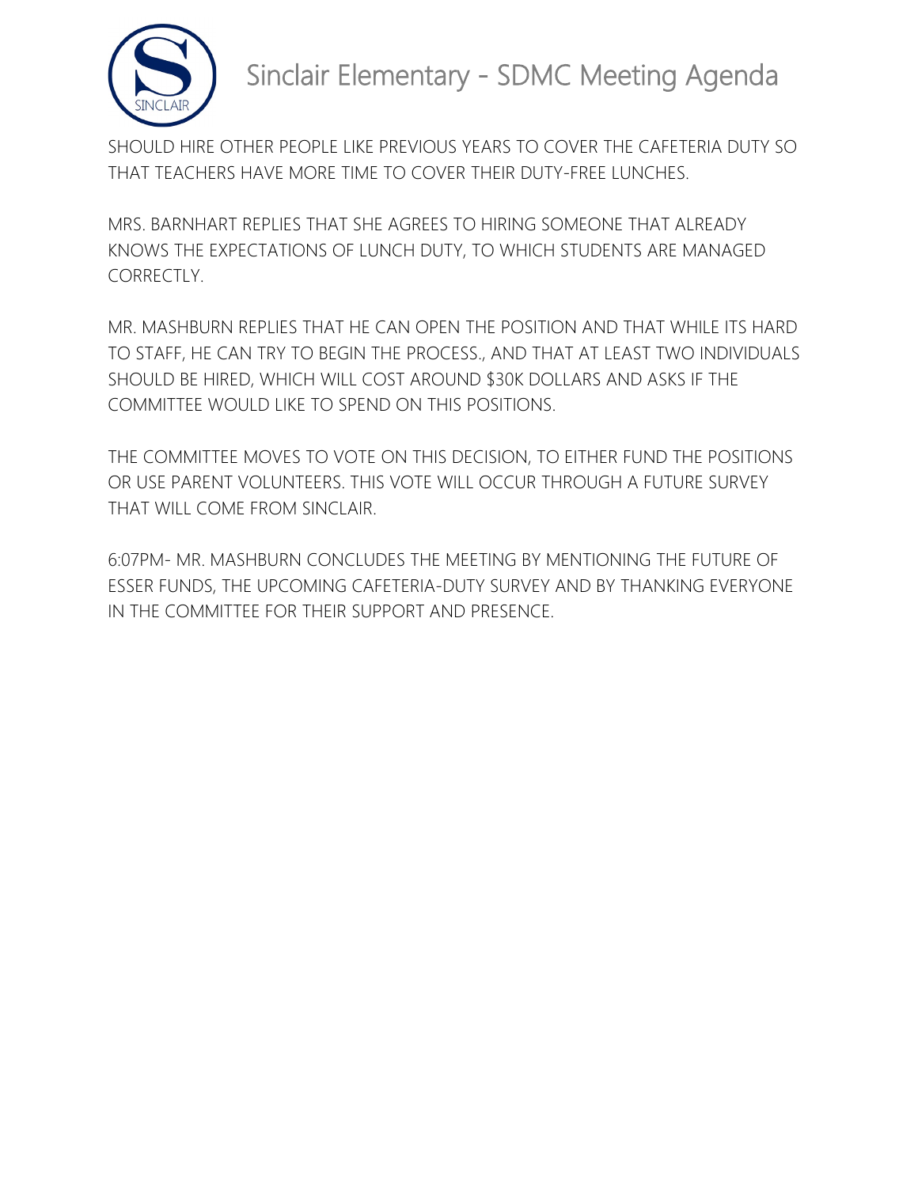SHOULD HIRE OTHER PEOPLE LIKE PREVIOUS YEARS TO COVER THE CAFETERIA DUTY SO THAT TEACHERS HAVE MORE TIME TO COVER THEIR DUTY-FREE LUNCHES.

MRS. BARNHART REPLIES THAT SHE AGREES TO HIRING SOMEONE THAT ALREADY KNOWS THE EXPECTATIONS OF LUNCH DUTY, TO WHICH STUDENTS ARE MANAGED CORRECTLY.

MR. MASHBURN REPLIES THAT HE CAN OPEN THE POSITION AND THAT WHILE ITS HARD TO STAFF, HE CAN TRY TO BEGIN THE PROCESS., AND THAT AT LEAST TWO INDIVIDUALS SHOULD BE HIRED, WHICH WILL COST AROUND $30K DOLLARS AND ASKS IF THE COMMITTEE WOULD LIKE TO SPEND ON THIS POSITIONS.

THE COMMITTEE MOVES TO VOTE ON THIS DECISION, TO EITHER FUND THE POSITIONS OR USE PARENT VOLUNTEERS. THIS VOTE WILL OCCUR THROUGH A FUTURE SURVEY THAT WILL COME FROM SINCLAIR.

6:07PM- MR. MASHBURN CONCLUDES THE MEETING BY MENTIONING THE FUTURE OF ESSER FUNDS, THE UPCOMING CAFETERIA-DUTY SURVEY AND BY THANKING EVERYONE IN THE COMMITTEE FOR THEIR SUPPORT AND PRESENCE.